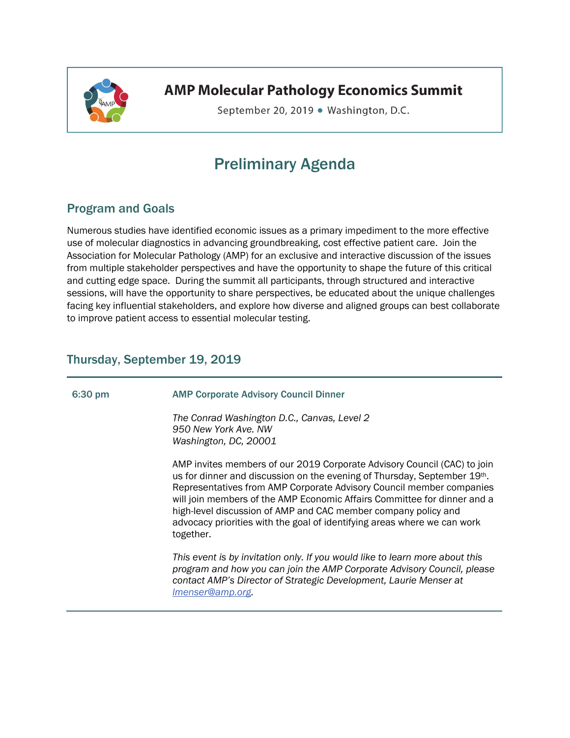# AMP Molecular Pathology Economics Summit

September 20, 2019 • Washington, D.C.

## Preliminary Agenda

### Program and Goals

Numerous studies have identified economic issues as a primary impediment to the more effective use of molecular diagnostics in advancing groundbreaking, cost effective patient care. Join the Association for Molecular Pathology (AMP) for an exclusive and interactive discussion of the issues from multiple stakeholder perspectives and have the opportunity to shape the future of this critical and cutting edge space. During the summit all participants, through structured and interactive sessions, will have the opportunity to share perspectives, be educated about the unique challenges facing key influential stakeholders, and explore how diverse and aligned groups can best collaborate to improve patient access to essential molecular testing.

### Thursday, September 19, 2019

**6:30 pm** — **AMP Corporate Advisory Council Dinner**

*The Conrad Washington D.C., Canvas, Level 2*
*950 New York Ave. NW*
*Washington, DC, 20001*

AMP invites members of our 2019 Corporate Advisory Council (CAC) to join us for dinner and discussion on the evening of Thursday, September 19th. Representatives from AMP Corporate Advisory Council member companies will join members of the AMP Economic Affairs Committee for dinner and a high-level discussion of AMP and CAC member company policy and advocacy priorities with the goal of identifying areas where we can work together.

*This event is by invitation only. If you would like to learn more about this program and how you can join the AMP Corporate Advisory Council, please contact AMP's Director of Strategic Development, Laurie Menser at lmenser@amp.org.*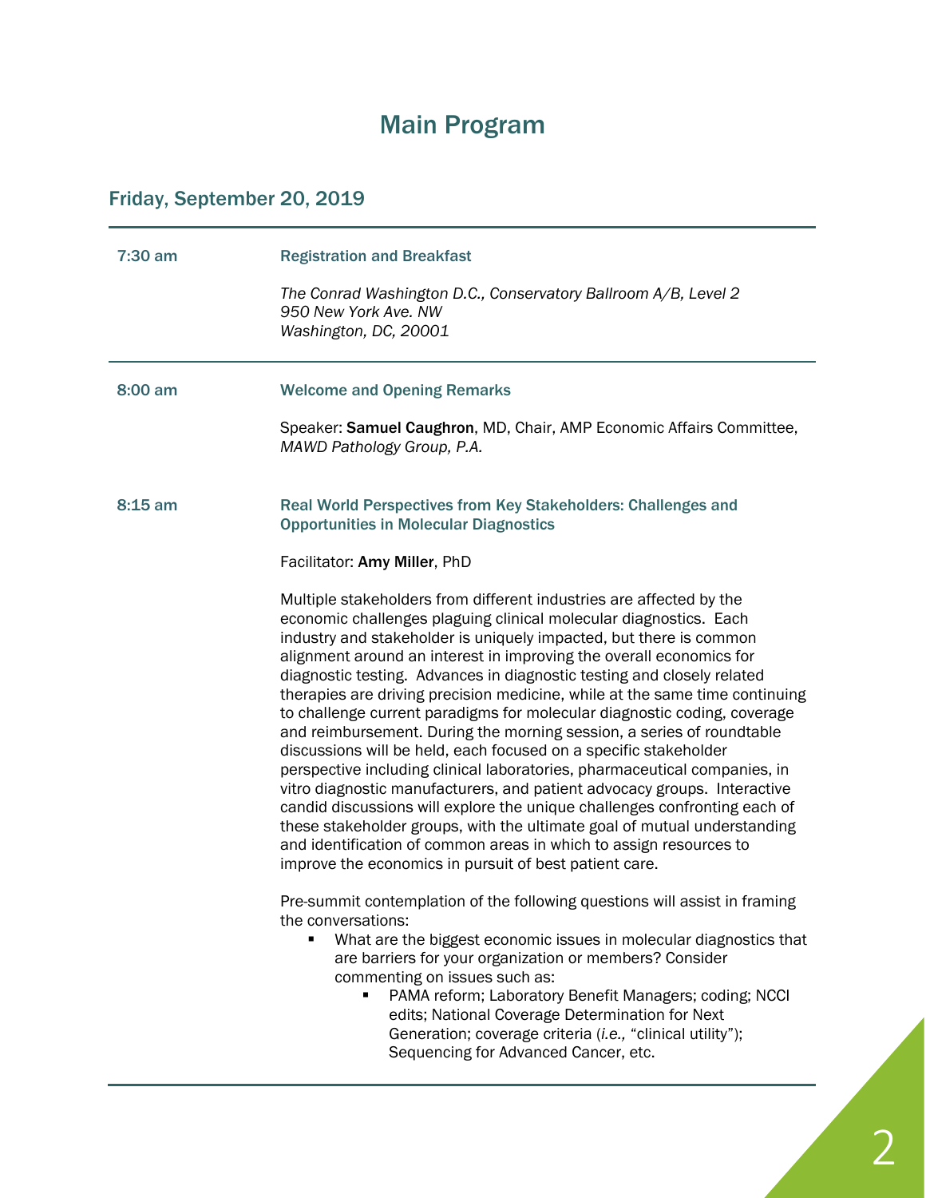# Main Program

## Friday, September 20, 2019

**7:30 am** — **Registration and Breakfast**

*The Conrad Washington D.C., Conservatory Ballroom A/B, Level 2*
*950 New York Ave. NW*
*Washington, DC, 20001*

---

**8:00 am** — **Welcome and Opening Remarks**

Speaker: **Samuel Caughron**, MD, Chair, AMP Economic Affairs Committee, *MAWD Pathology Group, P.A.*

**8:15 am** — **Real World Perspectives from Key Stakeholders: Challenges and Opportunities in Molecular Diagnostics**

Facilitator: **Amy Miller**, PhD

Multiple stakeholders from different industries are affected by the economic challenges plaguing clinical molecular diagnostics. Each industry and stakeholder is uniquely impacted, but there is common alignment around an interest in improving the overall economics for diagnostic testing. Advances in diagnostic testing and closely related therapies are driving precision medicine, while at the same time continuing to challenge current paradigms for molecular diagnostic coding, coverage and reimbursement. During the morning session, a series of roundtable discussions will be held, each focused on a specific stakeholder perspective including clinical laboratories, pharmaceutical companies, in vitro diagnostic manufacturers, and patient advocacy groups. Interactive candid discussions will explore the unique challenges confronting each of these stakeholder groups, with the ultimate goal of mutual understanding and identification of common areas in which to assign resources to improve the economics in pursuit of best patient care.

Pre-summit contemplation of the following questions will assist in framing the conversations:

- What are the biggest economic issues in molecular diagnostics that are barriers for your organization or members? Consider commenting on issues such as:
  - PAMA reform; Laboratory Benefit Managers; coding; NCCI edits; National Coverage Determination for Next Generation; coverage criteria (*i.e.,* "clinical utility"); Sequencing for Advanced Cancer, etc.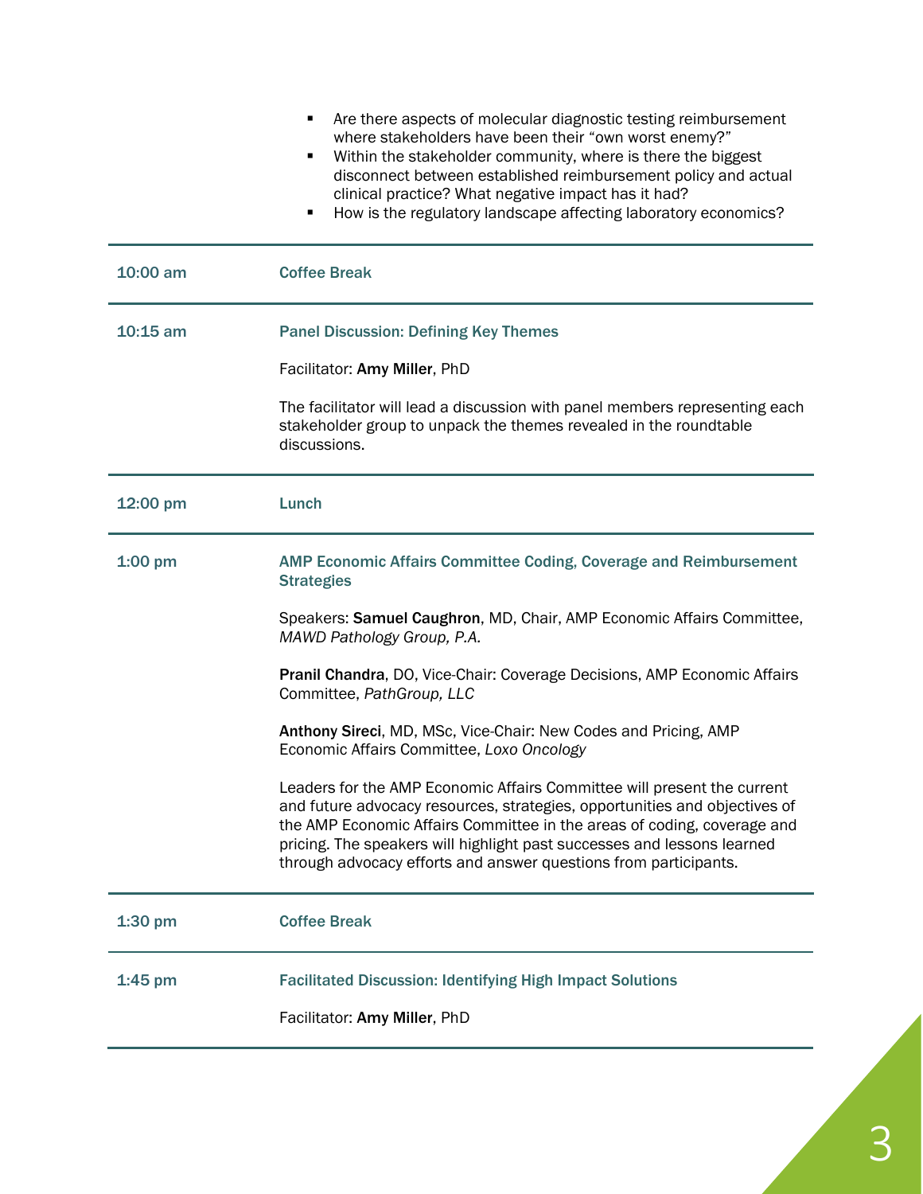- Are there aspects of molecular diagnostic testing reimbursement where stakeholders have been their "own worst enemy?"
- Within the stakeholder community, where is there the biggest disconnect between established reimbursement policy and actual clinical practice? What negative impact has it had?
- How is the regulatory landscape affecting laboratory economics?

| | |
|---|---|
| **10:00 am** | **Coffee Break** |
| **10:15 am** | **Panel Discussion: Defining Key Themes**<br><br>Facilitator: **Amy Miller**, PhD<br><br>The facilitator will lead a discussion with panel members representing each stakeholder group to unpack the themes revealed in the roundtable discussions. |
| **12:00 pm** | **Lunch** |
| **1:00 pm** | **AMP Economic Affairs Committee Coding, Coverage and Reimbursement Strategies**<br><br>Speakers: **Samuel Caughron**, MD, Chair, AMP Economic Affairs Committee, *MAWD Pathology Group, P.A.*<br><br>**Pranil Chandra**, DO, Vice-Chair: Coverage Decisions, AMP Economic Affairs Committee, *PathGroup, LLC*<br><br>**Anthony Sireci**, MD, MSc, Vice-Chair: New Codes and Pricing, AMP Economic Affairs Committee, *Loxo Oncology*<br><br>Leaders for the AMP Economic Affairs Committee will present the current and future advocacy resources, strategies, opportunities and objectives of the AMP Economic Affairs Committee in the areas of coding, coverage and pricing. The speakers will highlight past successes and lessons learned through advocacy efforts and answer questions from participants. |
| **1:30 pm** | **Coffee Break** |
| **1:45 pm** | **Facilitated Discussion: Identifying High Impact Solutions**<br><br>Facilitator: **Amy Miller**, PhD |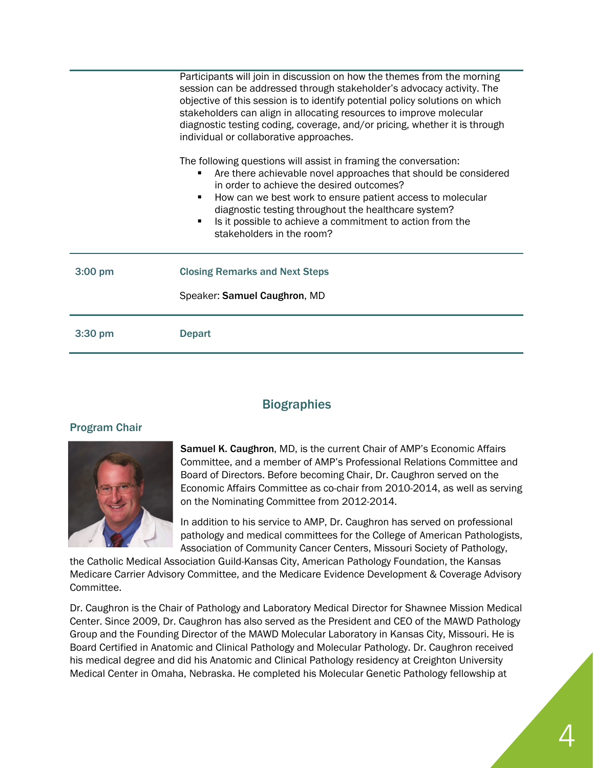| | |
|---|---|
| | Participants will join in discussion on how the themes from the morning session can be addressed through stakeholder's advocacy activity. The objective of this session is to identify potential policy solutions on which stakeholders can align in allocating resources to improve molecular diagnostic testing coding, coverage, and/or pricing, whether it is through individual or collaborative approaches.<br><br>The following questions will assist in framing the conversation:<br>▪ Are there achievable novel approaches that should be considered in order to achieve the desired outcomes?<br>▪ How can we best work to ensure patient access to molecular diagnostic testing throughout the healthcare system?<br>▪ Is it possible to achieve a commitment to action from the stakeholders in the room? |
| 3:00 pm | **Closing Remarks and Next Steps**<br><br>Speaker: **Samuel Caughron**, MD |
| 3:30 pm | **Depart** |

## Biographies

### Program Chair

**Samuel K. Caughron**, MD, is the current Chair of AMP's Economic Affairs Committee, and a member of AMP's Professional Relations Committee and Board of Directors. Before becoming Chair, Dr. Caughron served on the Economic Affairs Committee as co-chair from 2010-2014, as well as serving on the Nominating Committee from 2012-2014.

In addition to his service to AMP, Dr. Caughron has served on professional pathology and medical committees for the College of American Pathologists, Association of Community Cancer Centers, Missouri Society of Pathology, the Catholic Medical Association Guild-Kansas City, American Pathology Foundation, the Kansas Medicare Carrier Advisory Committee, and the Medicare Evidence Development & Coverage Advisory Committee.

Dr. Caughron is the Chair of Pathology and Laboratory Medical Director for Shawnee Mission Medical Center. Since 2009, Dr. Caughron has also served as the President and CEO of the MAWD Pathology Group and the Founding Director of the MAWD Molecular Laboratory in Kansas City, Missouri. He is Board Certified in Anatomic and Clinical Pathology and Molecular Pathology. Dr. Caughron received his medical degree and did his Anatomic and Clinical Pathology residency at Creighton University Medical Center in Omaha, Nebraska. He completed his Molecular Genetic Pathology fellowship at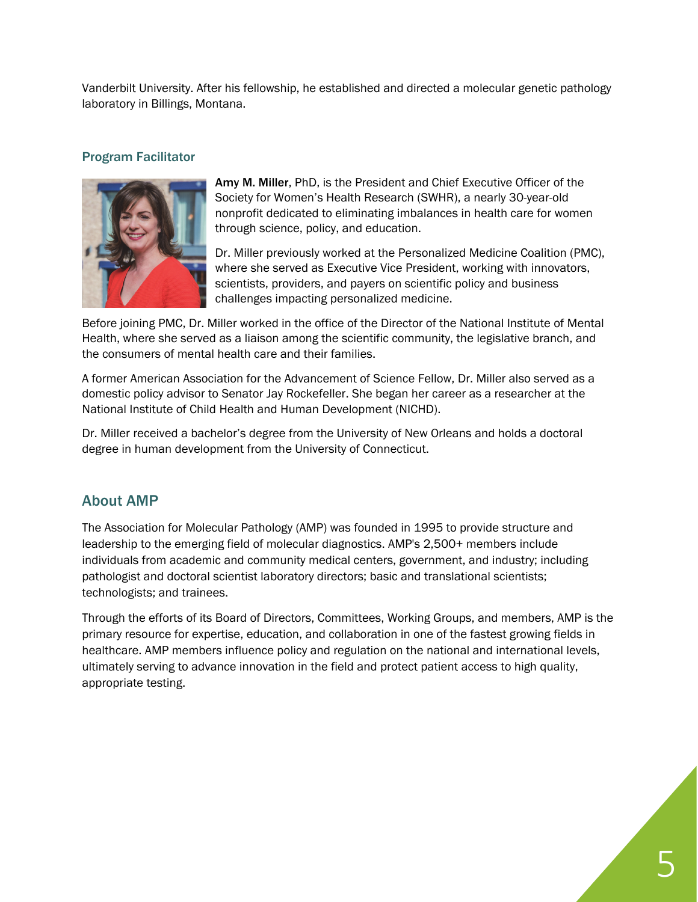Vanderbilt University. After his fellowship, he established and directed a molecular genetic pathology laboratory in Billings, Montana.

### Program Facilitator

**Amy M. Miller**, PhD, is the President and Chief Executive Officer of the Society for Women's Health Research (SWHR), a nearly 30-year-old nonprofit dedicated to eliminating imbalances in health care for women through science, policy, and education.

Dr. Miller previously worked at the Personalized Medicine Coalition (PMC), where she served as Executive Vice President, working with innovators, scientists, providers, and payers on scientific policy and business challenges impacting personalized medicine.

Before joining PMC, Dr. Miller worked in the office of the Director of the National Institute of Mental Health, where she served as a liaison among the scientific community, the legislative branch, and the consumers of mental health care and their families.

A former American Association for the Advancement of Science Fellow, Dr. Miller also served as a domestic policy advisor to Senator Jay Rockefeller. She began her career as a researcher at the National Institute of Child Health and Human Development (NICHD).

Dr. Miller received a bachelor's degree from the University of New Orleans and holds a doctoral degree in human development from the University of Connecticut.

## About AMP

The Association for Molecular Pathology (AMP) was founded in 1995 to provide structure and leadership to the emerging field of molecular diagnostics. AMP's 2,500+ members include individuals from academic and community medical centers, government, and industry; including pathologist and doctoral scientist laboratory directors; basic and translational scientists; technologists; and trainees.

Through the efforts of its Board of Directors, Committees, Working Groups, and members, AMP is the primary resource for expertise, education, and collaboration in one of the fastest growing fields in healthcare. AMP members influence policy and regulation on the national and international levels, ultimately serving to advance innovation in the field and protect patient access to high quality, appropriate testing.